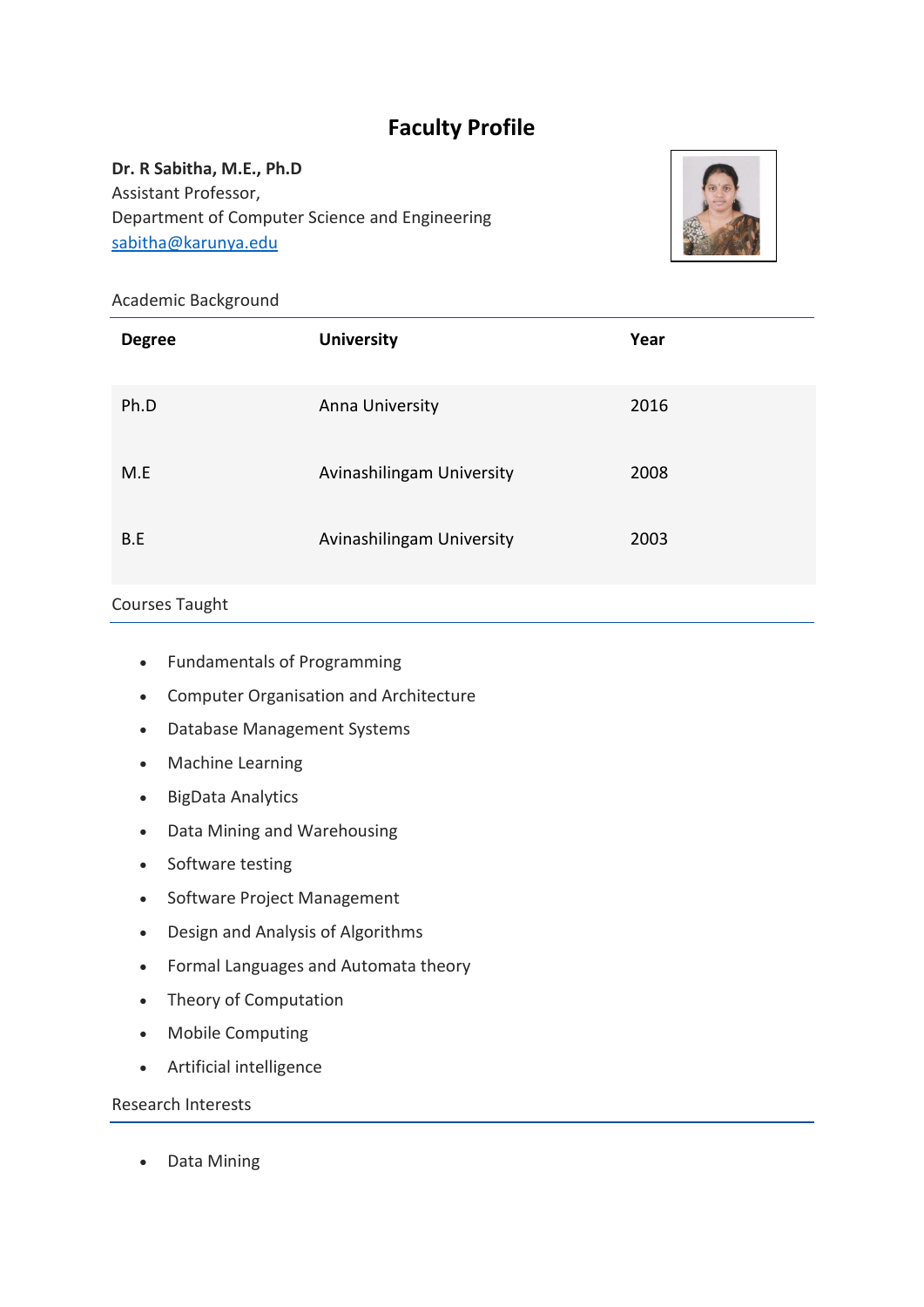# Faculty Profile

**Dr. R Sabitha, M.E., Ph.D**
Assistant Professor,
Department of Computer Science and Engineering
sabitha@karunya.edu

## Academic Background

| Degree | University | Year |
|---|---|---|
| Ph.D | Anna University | 2016 |
| M.E | Avinashilingam University | 2008 |
| B.E | Avinashilingam University | 2003 |

## Courses Taught

- Fundamentals of Programming
- Computer Organisation and Architecture
- Database Management Systems
- Machine Learning
- BigData Analytics
- Data Mining and Warehousing
- Software testing
- Software Project Management
- Design and Analysis of Algorithms
- Formal Languages and Automata theory
- Theory of Computation
- Mobile Computing
- Artificial intelligence

## Research Interests

- Data Mining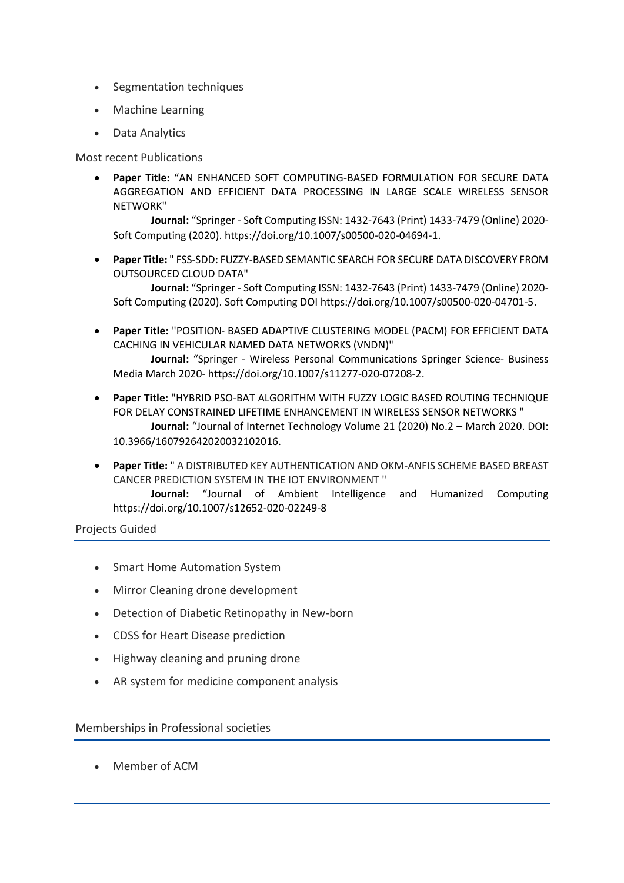- Segmentation techniques
- Machine Learning
- Data Analytics

## Most recent Publications

- **Paper Title:** "AN ENHANCED SOFT COMPUTING-BASED FORMULATION FOR SECURE DATA AGGREGATION AND EFFICIENT DATA PROCESSING IN LARGE SCALE WIRELESS SENSOR NETWORK"

  **Journal:** "Springer - Soft Computing ISSN: 1432-7643 (Print) 1433-7479 (Online) 2020- Soft Computing (2020). https://doi.org/10.1007/s00500-020-04694-1.

- **Paper Title:** " FSS-SDD: FUZZY-BASED SEMANTIC SEARCH FOR SECURE DATA DISCOVERY FROM OUTSOURCED CLOUD DATA"

  **Journal:** "Springer - Soft Computing ISSN: 1432-7643 (Print) 1433-7479 (Online) 2020- Soft Computing (2020). Soft Computing DOI https://doi.org/10.1007/s00500-020-04701-5.

- **Paper Title:** "POSITION- BASED ADAPTIVE CLUSTERING MODEL (PACM) FOR EFFICIENT DATA CACHING IN VEHICULAR NAMED DATA NETWORKS (VNDN)"

  **Journal:** "Springer - Wireless Personal Communications Springer Science- Business Media March 2020- https://doi.org/10.1007/s11277-020-07208-2.

- **Paper Title:** "HYBRID PSO-BAT ALGORITHM WITH FUZZY LOGIC BASED ROUTING TECHNIQUE FOR DELAY CONSTRAINED LIFETIME ENHANCEMENT IN WIRELESS SENSOR NETWORKS "

  **Journal:** "Journal of Internet Technology Volume 21 (2020) No.2 – March 2020. DOI: 10.3966/160792642020032102016.

- **Paper Title:** " A DISTRIBUTED KEY AUTHENTICATION AND OKM-ANFIS SCHEME BASED BREAST CANCER PREDICTION SYSTEM IN THE IOT ENVIRONMENT "

  **Journal:** "Journal of Ambient Intelligence and Humanized Computing https://doi.org/10.1007/s12652-020-02249-8

## Projects Guided

- Smart Home Automation System
- Mirror Cleaning drone development
- Detection of Diabetic Retinopathy in New-born
- CDSS for Heart Disease prediction
- Highway cleaning and pruning drone
- AR system for medicine component analysis

## Memberships in Professional societies

- Member of ACM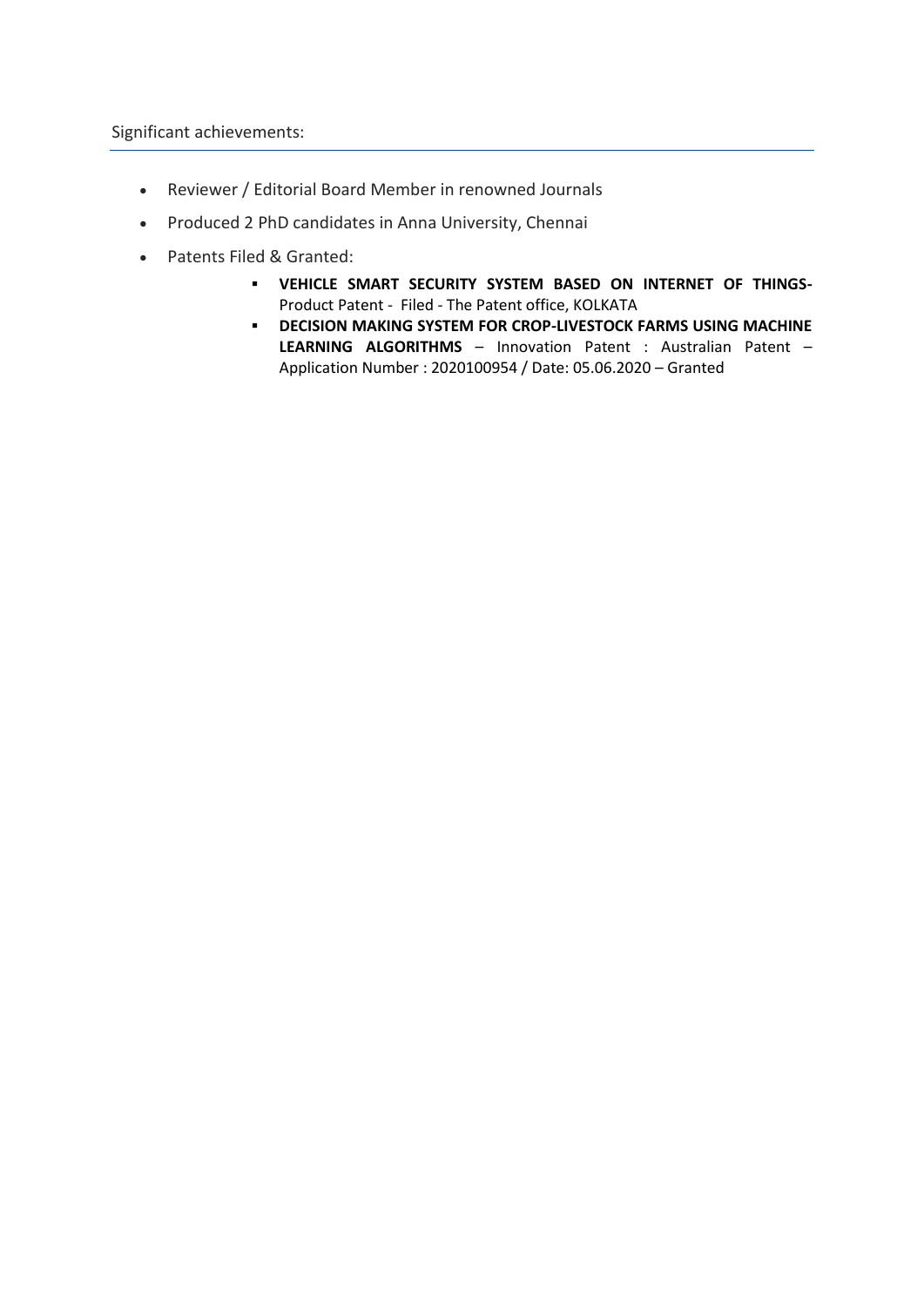## Significant achievements:

- Reviewer / Editorial Board Member in renowned Journals
- Produced 2 PhD candidates in Anna University, Chennai
- Patents Filed & Granted:
    - **VEHICLE SMART SECURITY SYSTEM BASED ON INTERNET OF THINGS-** Product Patent - Filed - The Patent office, KOLKATA
    - **DECISION MAKING SYSTEM FOR CROP-LIVESTOCK FARMS USING MACHINE LEARNING ALGORITHMS** – Innovation Patent : Australian Patent – Application Number : 2020100954 / Date: 05.06.2020 – Granted